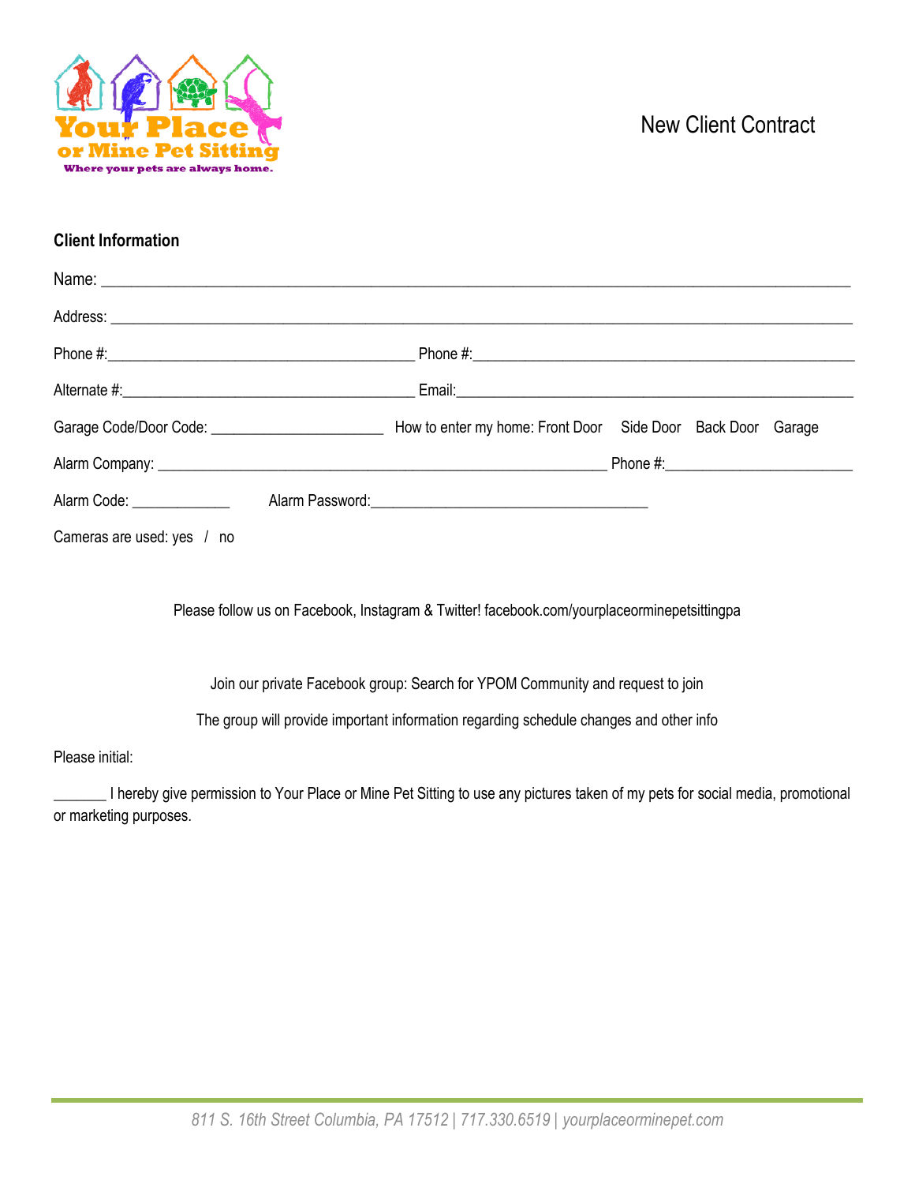Your Place or Mine Pet Sitting

Where your pets are always home.

# New Client Contract

## Client Information

Name: ____________________________________________________________________________________

Address: __________________________________________________________________________________

Phone #:____________________________________ Phone #:____________________________________________

Alternate #:__________________________________ Email:_____________________________________________

Garage Code/Door Code: ____________________ How to enter my home: Front Door   Side Door   Back Door   Garage

Alarm Company: ____________________________________________________ Phone #:______________________

Alarm Code: ____________   Alarm Password:__________________________________

Cameras are used: yes / no

Please follow us on Facebook, Instagram & Twitter! facebook.com/yourplaceorminepetsittingpa

Join our private Facebook group: Search for YPOM Community and request to join

The group will provide important information regarding schedule changes and other info

Please initial:

_______ I hereby give permission to Your Place or Mine Pet Sitting to use any pictures taken of my pets for social media, promotional or marketing purposes.

*811 S. 16th Street Columbia, PA 17512 | 717.330.6519 | yourplaceorminepet.com*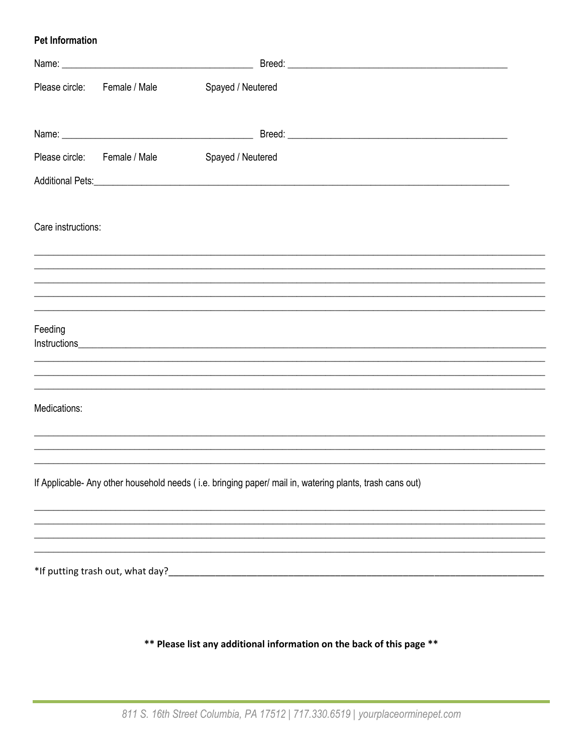**Pet Information**

Name: ______________________________________ Breed: ____________________________________________

Please circle: Female / Male Spayed / Neutered

Name: ______________________________________ Breed: ____________________________________________

Please circle: Female / Male Spayed / Neutered

Additional Pets:_________________________________________________________________________________

Care instructions:

_____________________________________________________________________________________________
_____________________________________________________________________________________________
_____________________________________________________________________________________________
_____________________________________________________________________________________________
_____________________________________________________________________________________________

Feeding Instructions_______________________________________________________________________________
_____________________________________________________________________________________________
_____________________________________________________________________________________________
_____________________________________________________________________________________________

Medications:

_____________________________________________________________________________________________
_____________________________________________________________________________________________
_____________________________________________________________________________________________

If Applicable- Any other household needs ( i.e. bringing paper/ mail in, watering plants, trash cans out)

_____________________________________________________________________________________________
_____________________________________________________________________________________________
_____________________________________________________________________________________________
_____________________________________________________________________________________________

*If putting trash out, what day?__________________________________________________________________

**** Please list any additional information on the back of this page ****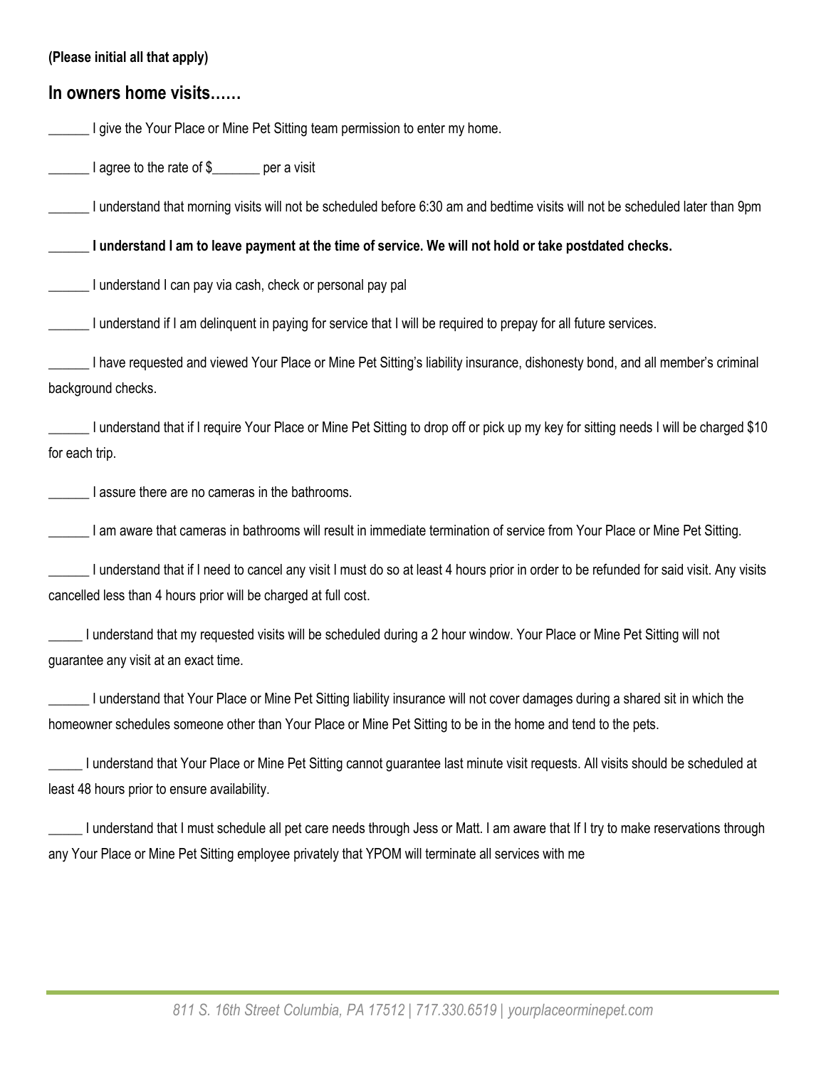**(Please initial all that apply)**

## In owners home visits……

______ I give the Your Place or Mine Pet Sitting team permission to enter my home.

______ I agree to the rate of $_______ per a visit

______ I understand that morning visits will not be scheduled before 6:30 am and bedtime visits will not be scheduled later than 9pm

______ **I understand I am to leave payment at the time of service. We will not hold or take postdated checks.**

______ I understand I can pay via cash, check or personal pay pal

______ I understand if I am delinquent in paying for service that I will be required to prepay for all future services.

______ I have requested and viewed Your Place or Mine Pet Sitting's liability insurance, dishonesty bond, and all member's criminal background checks.

______ I understand that if I require Your Place or Mine Pet Sitting to drop off or pick up my key for sitting needs I will be charged $10 for each trip.

______ I assure there are no cameras in the bathrooms.

______ I am aware that cameras in bathrooms will result in immediate termination of service from Your Place or Mine Pet Sitting.

______ I understand that if I need to cancel any visit I must do so at least 4 hours prior in order to be refunded for said visit. Any visits cancelled less than 4 hours prior will be charged at full cost.

_____ I understand that my requested visits will be scheduled during a 2 hour window. Your Place or Mine Pet Sitting will not guarantee any visit at an exact time.

______ I understand that Your Place or Mine Pet Sitting liability insurance will not cover damages during a shared sit in which the homeowner schedules someone other than Your Place or Mine Pet Sitting to be in the home and tend to the pets.

_____ I understand that Your Place or Mine Pet Sitting cannot guarantee last minute visit requests. All visits should be scheduled at least 48 hours prior to ensure availability.

_____ I understand that I must schedule all pet care needs through Jess or Matt. I am aware that If I try to make reservations through any Your Place or Mine Pet Sitting employee privately that YPOM will terminate all services with me

*811 S. 16th Street Columbia, PA 17512 | 717.330.6519 | yourplaceorminepet.com*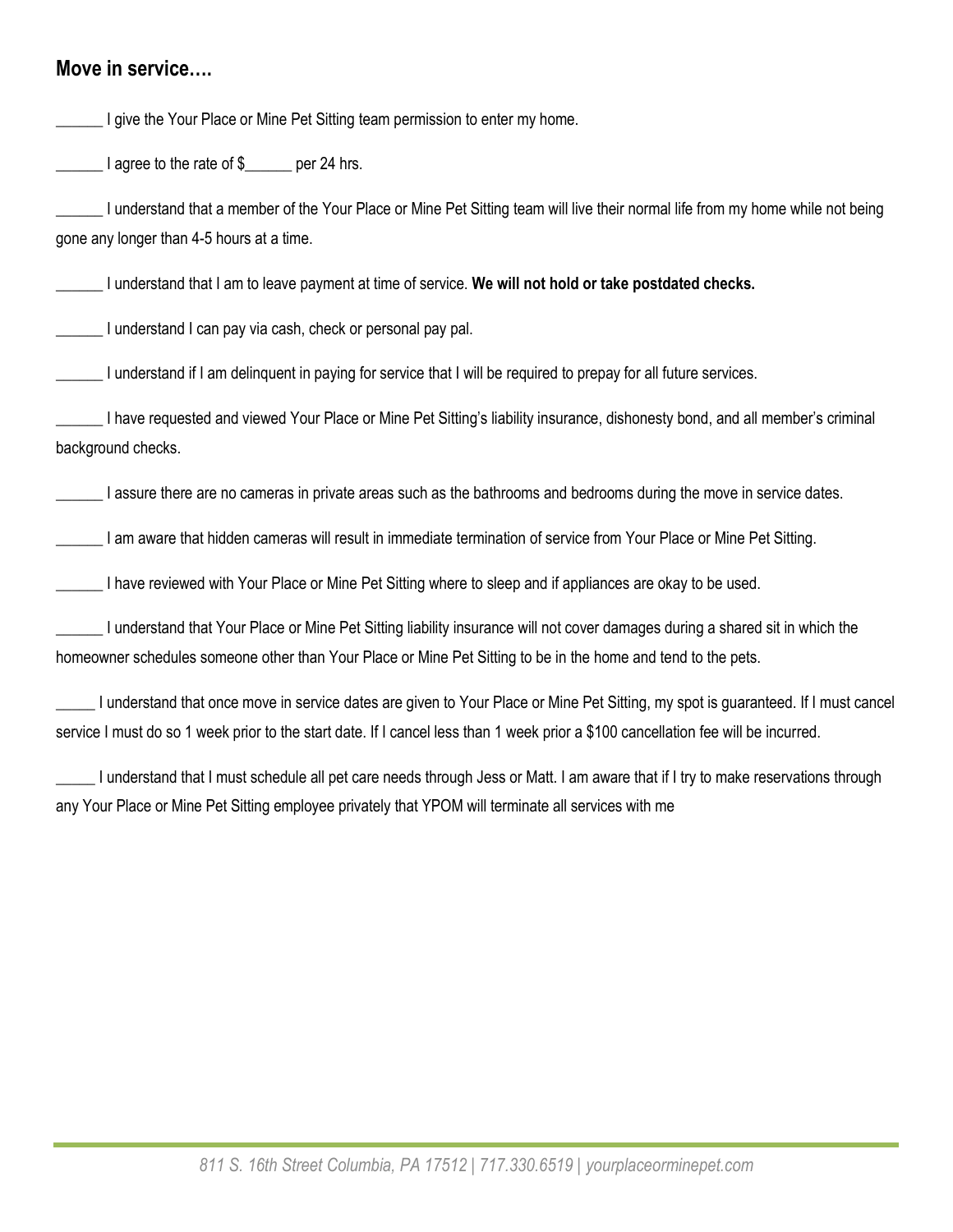## Move in service….

______ I give the Your Place or Mine Pet Sitting team permission to enter my home.

______ I agree to the rate of $______ per 24 hrs.

______ I understand that a member of the Your Place or Mine Pet Sitting team will live their normal life from my home while not being gone any longer than 4-5 hours at a time.

______ I understand that I am to leave payment at time of service. **We will not hold or take postdated checks.**

______ I understand I can pay via cash, check or personal pay pal.

______ I understand if I am delinquent in paying for service that I will be required to prepay for all future services.

______ I have requested and viewed Your Place or Mine Pet Sitting's liability insurance, dishonesty bond, and all member's criminal background checks.

______ I assure there are no cameras in private areas such as the bathrooms and bedrooms during the move in service dates.

______ I am aware that hidden cameras will result in immediate termination of service from Your Place or Mine Pet Sitting.

______ I have reviewed with Your Place or Mine Pet Sitting where to sleep and if appliances are okay to be used.

______ I understand that Your Place or Mine Pet Sitting liability insurance will not cover damages during a shared sit in which the homeowner schedules someone other than Your Place or Mine Pet Sitting to be in the home and tend to the pets.

_____ I understand that once move in service dates are given to Your Place or Mine Pet Sitting, my spot is guaranteed. If I must cancel service I must do so 1 week prior to the start date. If I cancel less than 1 week prior a $100 cancellation fee will be incurred.

_____ I understand that I must schedule all pet care needs through Jess or Matt. I am aware that if I try to make reservations through any Your Place or Mine Pet Sitting employee privately that YPOM will terminate all services with me

811 S. 16th Street Columbia, PA 17512 | 717.330.6519 | yourplaceorminepet.com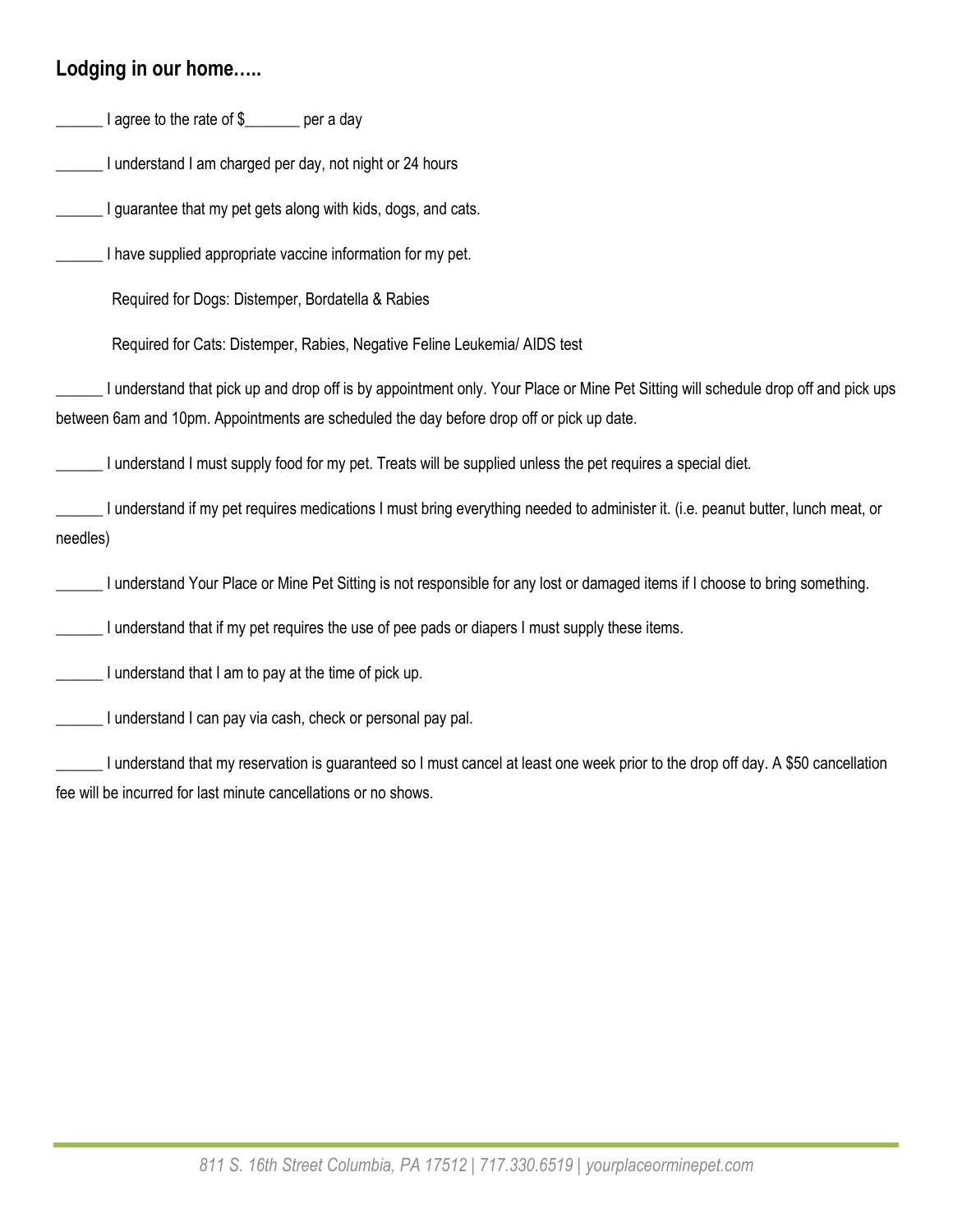**Lodging in our home…..**

______ I agree to the rate of $_______ per a day

______ I understand I am charged per day, not night or 24 hours

______ I guarantee that my pet gets along with kids, dogs, and cats.

______ I have supplied appropriate vaccine information for my pet.

Required for Dogs: Distemper, Bordatella & Rabies

Required for Cats: Distemper, Rabies, Negative Feline Leukemia/ AIDS test

______ I understand that pick up and drop off is by appointment only. Your Place or Mine Pet Sitting will schedule drop off and pick ups between 6am and 10pm. Appointments are scheduled the day before drop off or pick up date.

______ I understand I must supply food for my pet. Treats will be supplied unless the pet requires a special diet.

______ I understand if my pet requires medications I must bring everything needed to administer it. (i.e. peanut butter, lunch meat, or needles)

______ I understand Your Place or Mine Pet Sitting is not responsible for any lost or damaged items if I choose to bring something.

______ I understand that if my pet requires the use of pee pads or diapers I must supply these items.

______ I understand that I am to pay at the time of pick up.

______ I understand I can pay via cash, check or personal pay pal.

______ I understand that my reservation is guaranteed so I must cancel at least one week prior to the drop off day. A $50 cancellation fee will be incurred for last minute cancellations or no shows.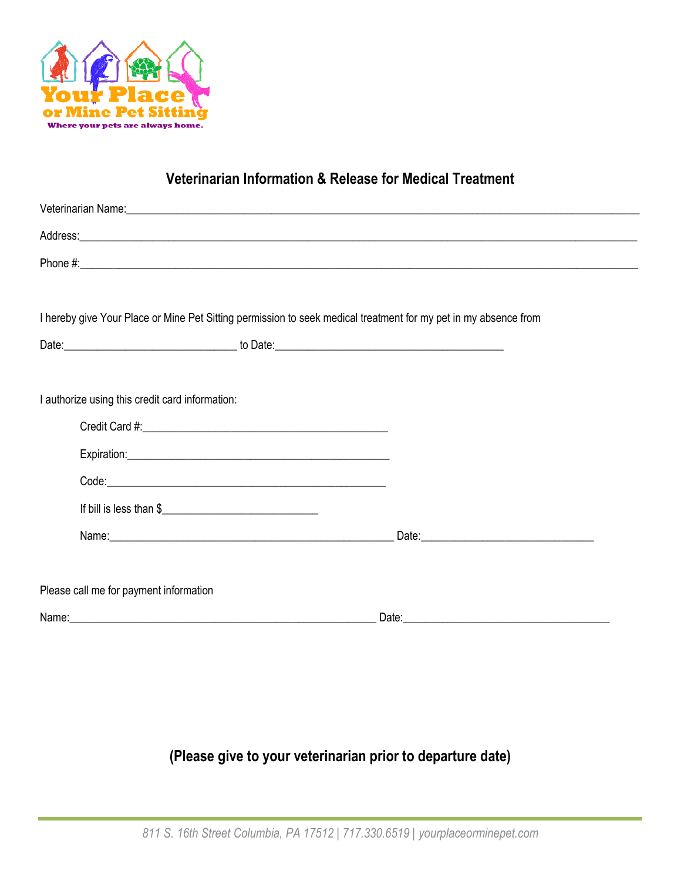Your Place or Mine Pet Sitting

Where your pets are always home.

## Veterinarian Information & Release for Medical Treatment

Veterinarian Name:_______________________________________________

Address:_______________________________________________

Phone #:_______________________________________________

I hereby give Your Place or Mine Pet Sitting permission to seek medical treatment for my pet in my absence from

Date:____________________ to Date:____________________

I authorize using this credit card information:

Credit Card #:______________________________

Expiration:______________________________

Code:______________________________

If bill is less than $____________________

Name:______________________________ Date:____________________

Please call me for payment information

Name:______________________________ Date:____________________

**(Please give to your veterinarian prior to departure date)**

*811 S. 16th Street Columbia, PA 17512 | 717.330.6519 | yourplaceorminepet.com*